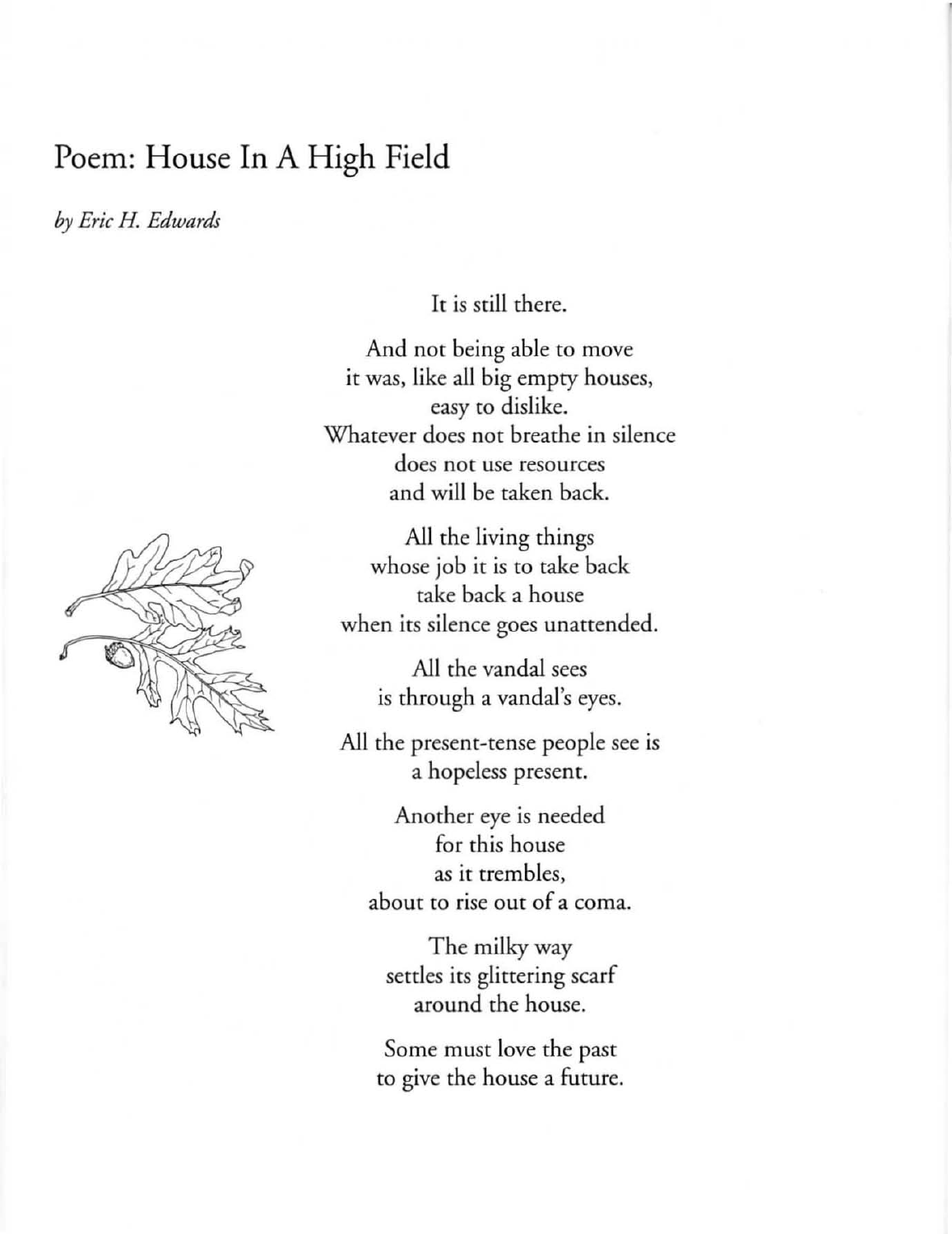# Poem: House In A High Field

*by Eric H. Edwards*

It is still there.

And not being able to move  
it was, like all big empty houses,  
easy to dislike.  
Whatever does not breathe in silence  
does not use resources  
and will be taken back.

All the living things  
whose job it is to take back  
take back a house  
when its silence goes unattended.

All the vandal sees  
is through a vandal's eyes.

All the present-tense people see is  
a hopeless present.

Another eye is needed  
for this house  
as it trembles,  
about to rise out of a coma.

The milky way  
settles its glittering scarf  
around the house.

Some must love the past  
to give the house a future.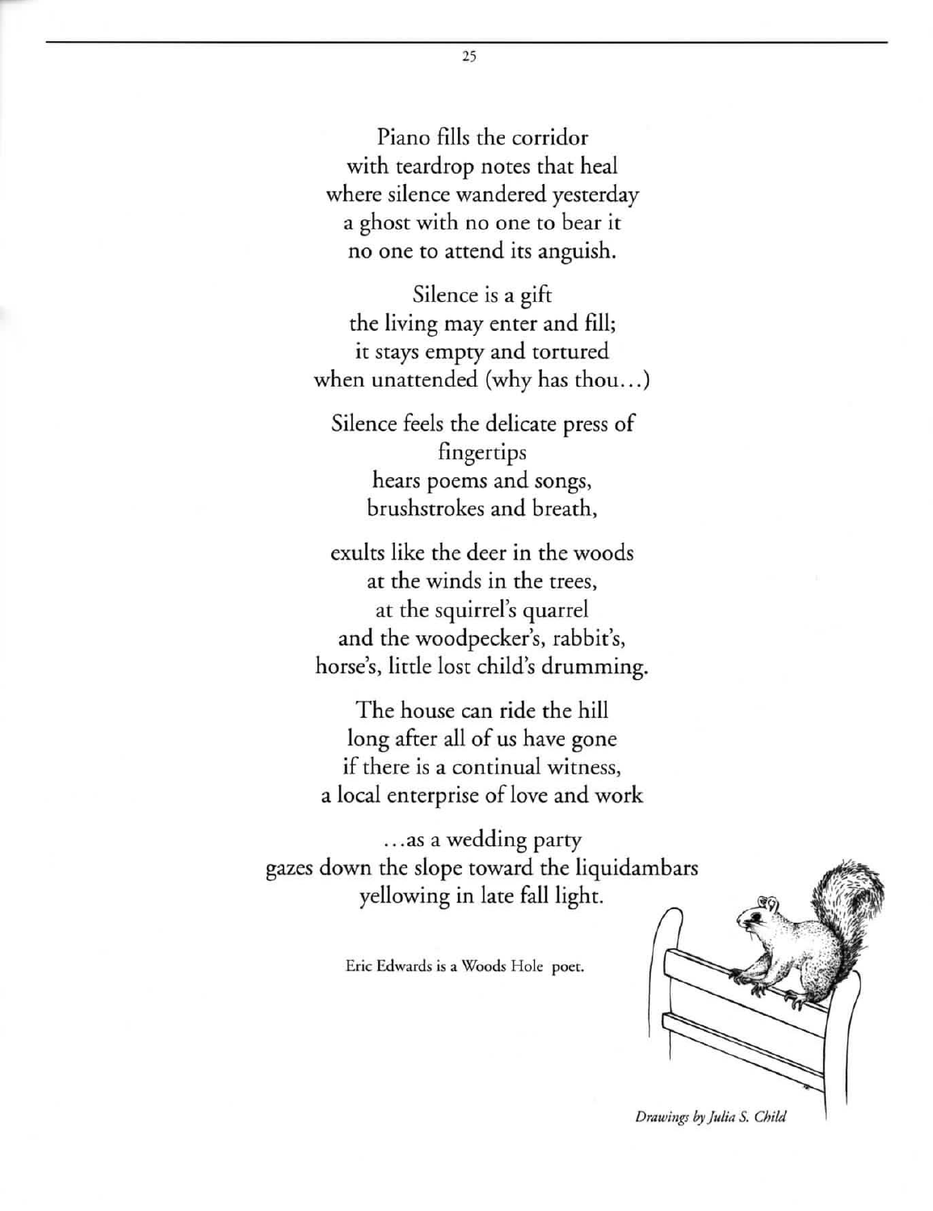Piano fills the corridor  
with teardrop notes that heal  
where silence wandered yesterday  
a ghost with no one to bear it  
no one to attend its anguish.

Silence is a gift  
the living may enter and fill;  
it stays empty and tortured  
when unattended (why has thou…)

Silence feels the delicate press of  
fingertips  
hears poems and songs,  
brushstrokes and breath,

exults like the deer in the woods  
at the winds in the trees,  
at the squirrel's quarrel  
and the woodpecker's, rabbit's,  
horse's, little lost child's drumming.

The house can ride the hill  
long after all of us have gone  
if there is a continual witness,  
a local enterprise of love and work

…as a wedding party  
gazes down the slope toward the liquidambars  
yellowing in late fall light.

Eric Edwards is a Woods Hole poet.

*Drawings by Julia S. Child*